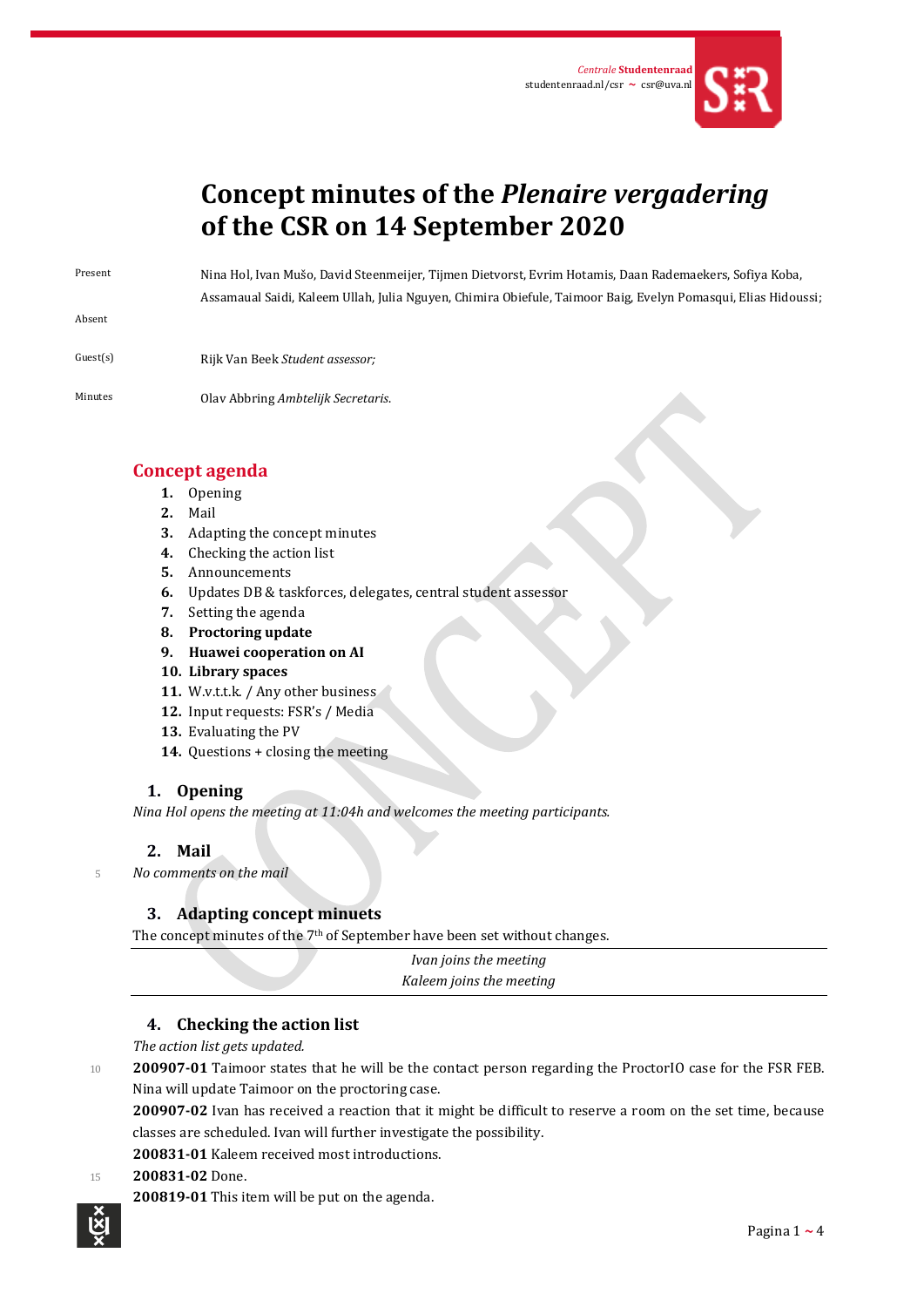Centrale **Studentenraad**
studentenraad.nl/csr ~ csr@uva.nl

# Concept minutes of the *Plenaire vergadering* of the CSR on 14 September 2020

Present: Nina Hol, Ivan Mušo, David Steenmeijer, Tijmen Dietvorst, Evrim Hotamis, Daan Rademaekers, Sofiya Koba, Assamaual Saidi, Kaleem Ullah, Julia Nguyen, Chimira Obiefule, Taimoor Baig, Evelyn Pomasqui, Elias Hidoussi;

Absent:

Guest(s): Rijk Van Beek *Student assessor;*

Minutes: Olav Abbring *Ambtelijk Secretaris.*

## Concept agenda

1. Opening
2. Mail
3. Adapting the concept minutes
4. Checking the action list
5. Announcements
6. Updates DB & taskforces, delegates, central student assessor
7. Setting the agenda
8. **Proctoring update**
9. **Huawei cooperation on AI**
10. **Library spaces**
11. W.v.t.t.k. / Any other business
12. Input requests: FSR's / Media
13. Evaluating the PV
14. Questions + closing the meeting

### 1. Opening

*Nina Hol opens the meeting at 11:04h and welcomes the meeting participants.*

### 2. Mail

*No comments on the mail*

### 3. Adapting concept minuets

The concept minutes of the 7th of September have been set without changes.

---

*Ivan joins the meeting*
*Kaleem joins the meeting*

---

### 4. Checking the action list

*The action list gets updated.*

**200907-01** Taimoor states that he will be the contact person regarding the ProctorIO case for the FSR FEB. Nina will update Taimoor on the proctoring case.

**200907-02** Ivan has received a reaction that it might be difficult to reserve a room on the set time, because classes are scheduled. Ivan will further investigate the possibility.

**200831-01** Kaleem received most introductions.

**200831-02** Done.

**200819-01** This item will be put on the agenda.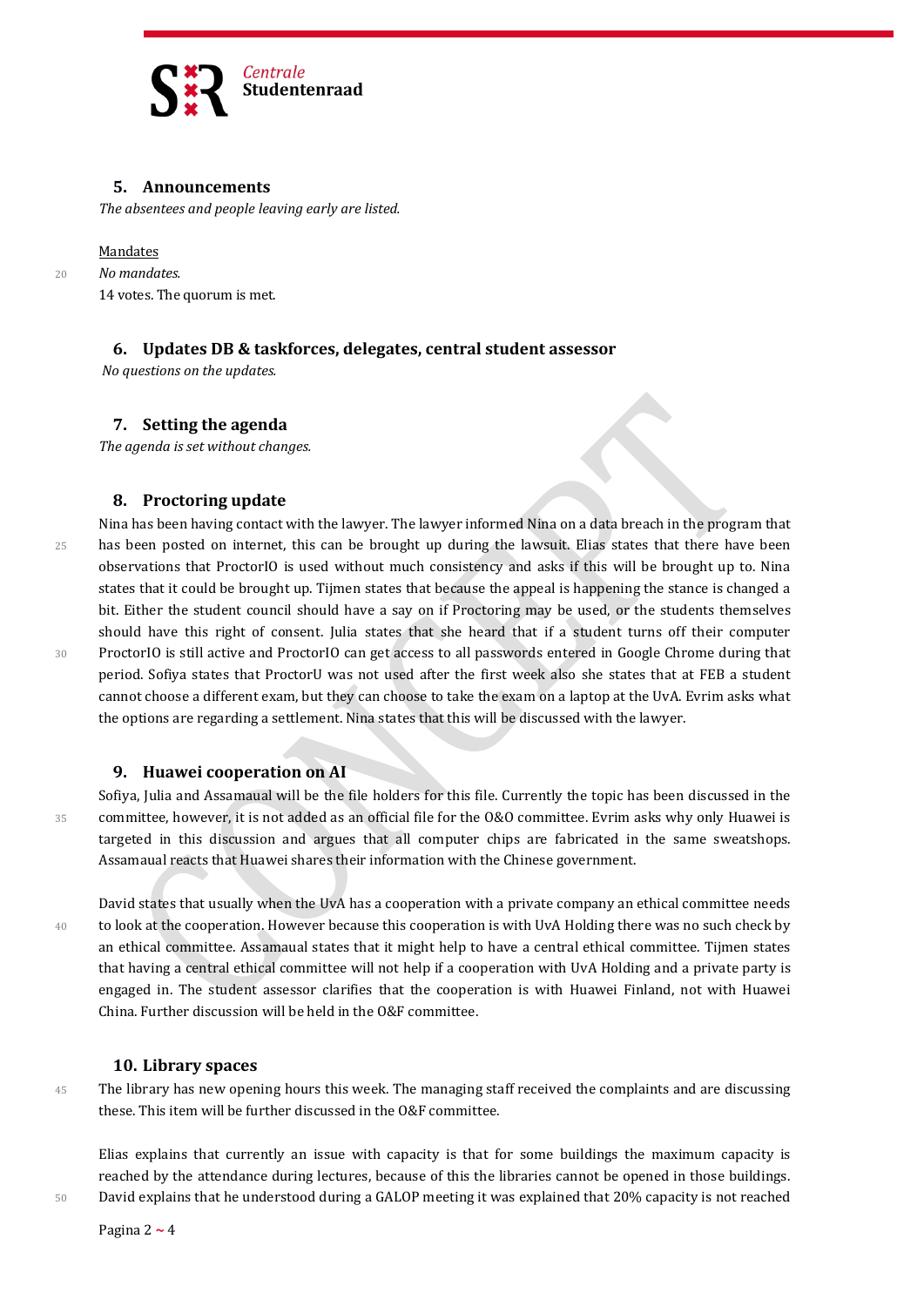## 5. Announcements

*The absentees and people leaving early are listed.*

Mandates

*No mandates.*

14 votes. The quorum is met.

## 6. Updates DB & taskforces, delegates, central student assessor

*No questions on the updates.*

## 7. Setting the agenda

*The agenda is set without changes.*

## 8. Proctoring update

Nina has been having contact with the lawyer. The lawyer informed Nina on a data breach in the program that has been posted on internet, this can be brought up during the lawsuit. Elias states that there have been observations that ProctorIO is used without much consistency and asks if this will be brought up to. Nina states that it could be brought up. Tijmen states that because the appeal is happening the stance is changed a bit. Either the student council should have a say on if Proctoring may be used, or the students themselves should have this right of consent. Julia states that she heard that if a student turns off their computer ProctorIO is still active and ProctorIO can get access to all passwords entered in Google Chrome during that period. Sofiya states that ProctorU was not used after the first week also she states that at FEB a student cannot choose a different exam, but they can choose to take the exam on a laptop at the UvA. Evrim asks what the options are regarding a settlement. Nina states that this will be discussed with the lawyer.

## 9. Huawei cooperation on AI

Sofiya, Julia and Assamaual will be the file holders for this file. Currently the topic has been discussed in the committee, however, it is not added as an official file for the O&O committee. Evrim asks why only Huawei is targeted in this discussion and argues that all computer chips are fabricated in the same sweatshops. Assamaual reacts that Huawei shares their information with the Chinese government.

David states that usually when the UvA has a cooperation with a private company an ethical committee needs to look at the cooperation. However because this cooperation is with UvA Holding there was no such check by an ethical committee. Assamaual states that it might help to have a central ethical committee. Tijmen states that having a central ethical committee will not help if a cooperation with UvA Holding and a private party is engaged in. The student assessor clarifies that the cooperation is with Huawei Finland, not with Huawei China. Further discussion will be held in the O&F committee.

## 10. Library spaces

The library has new opening hours this week. The managing staff received the complaints and are discussing these. This item will be further discussed in the O&F committee.

Elias explains that currently an issue with capacity is that for some buildings the maximum capacity is reached by the attendance during lectures, because of this the libraries cannot be opened in those buildings. David explains that he understood during a GALOP meeting it was explained that 20% capacity is not reached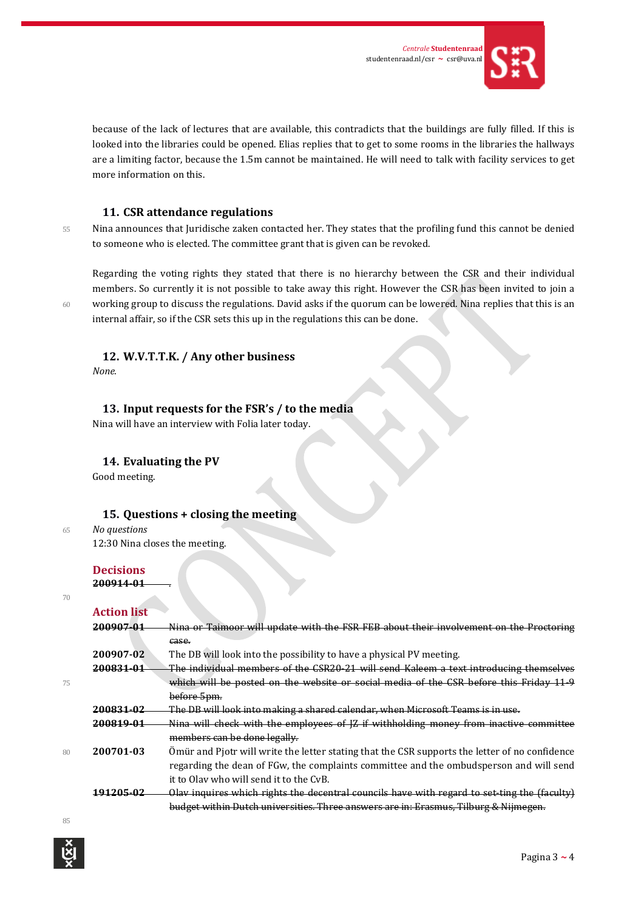because of the lack of lectures that are available, this contradicts that the buildings are fully filled. If this is looked into the libraries could be opened. Elias replies that to get to some rooms in the libraries the hallways are a limiting factor, because the 1.5m cannot be maintained. He will need to talk with facility services to get more information on this.

## 11. CSR attendance regulations

Nina announces that Juridische zaken contacted her. They states that the profiling fund this cannot be denied to someone who is elected. The committee grant that is given can be revoked.

Regarding the voting rights they stated that there is no hierarchy between the CSR and their individual members. So currently it is not possible to take away this right. However the CSR has been invited to join a working group to discuss the regulations. David asks if the quorum can be lowered. Nina replies that this is an internal affair, so if the CSR sets this up in the regulations this can be done.

## 12. W.V.T.T.K. / Any other business

*None.*

## 13. Input requests for the FSR's / to the media

Nina will have an interview with Folia later today.

## 14. Evaluating the PV

Good meeting.

## 15. Questions + closing the meeting

*No questions*

12:30 Nina closes the meeting.

### Decisions

| | |
|---|---|
| ~~**200914-01**~~ | ~~.~~ |

### Action list

| | |
|---|---|
| ~~**200907-01**~~ | ~~Nina or Taimoor will update with the FSR FEB about their involvement on the Proctoring case.~~ |
| **200907-02** | The DB will look into the possibility to have a physical PV meeting. |
| ~~**200831-01**~~ | ~~The individual members of the CSR20-21 will send Kaleem a text introducing themselves which will be posted on the website or social media of the CSR before this Friday 11-9 before 5pm.~~ |
| ~~**200831-02**~~ | ~~The DB will look into making a shared calendar, when Microsoft Teams is in use.~~ |
| ~~**200819-01**~~ | ~~Nina will check with the employees of JZ if withholding money from inactive committee members can be done legally.~~ |
| **200701-03** | Ömür and Pjotr will write the letter stating that the CSR supports the letter of no confidence regarding the dean of FGw, the complaints committee and the ombudsperson and will send it to Olav who will send it to the CvB. |
| ~~**191205-02**~~ | ~~Olav inquires which rights the decentral councils have with regard to set-ting the (faculty) budget within Dutch universities. Three answers are in: Erasmus, Tilburg & Nijmegen.~~ |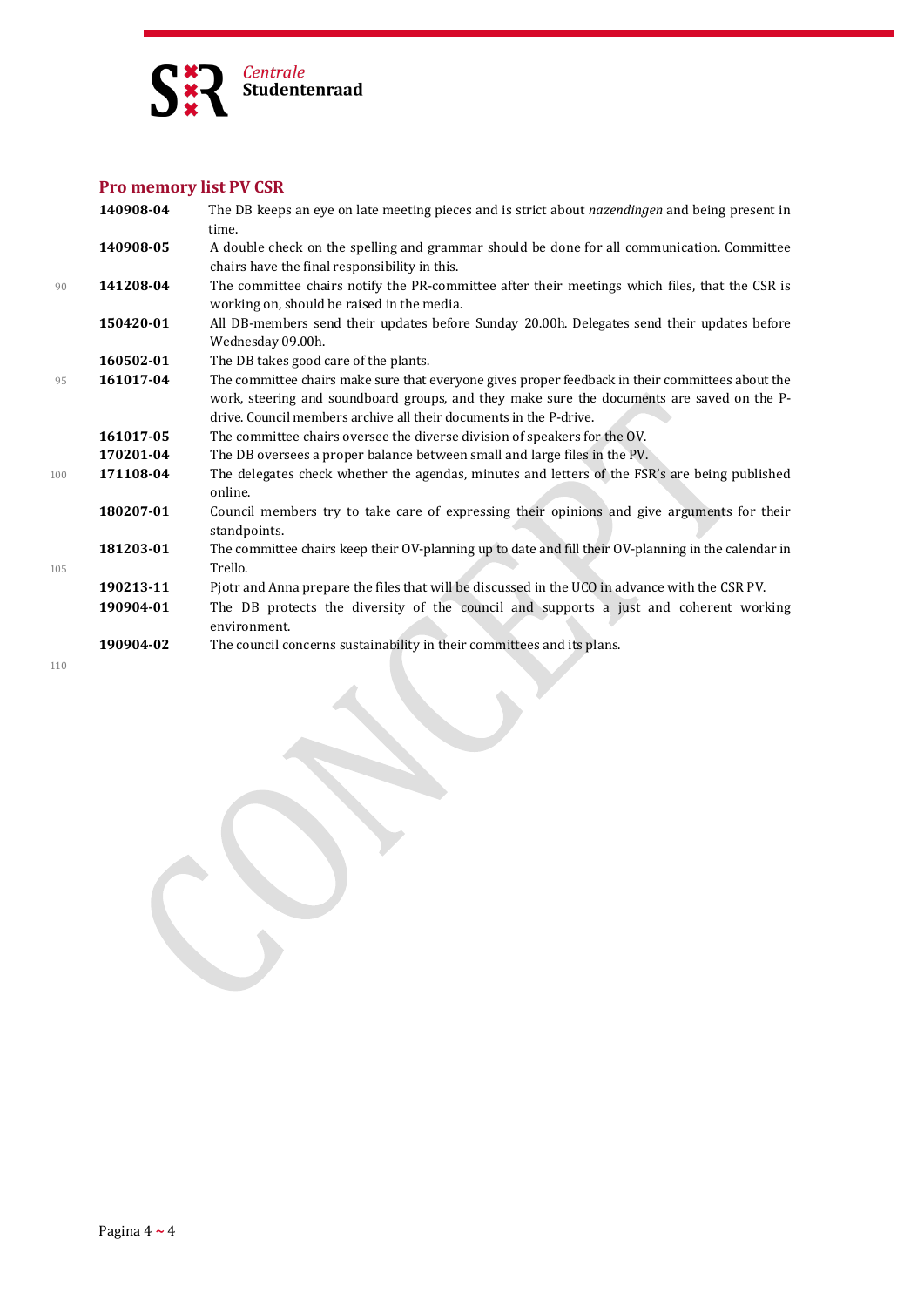## Pro memory list PV CSR

| | |
|---|---|
| **140908-04** | The DB keeps an eye on late meeting pieces and is strict about *nazendingen* and being present in time. |
| **140908-05** | A double check on the spelling and grammar should be done for all communication. Committee chairs have the final responsibility in this. |
| **141208-04** | The committee chairs notify the PR-committee after their meetings which files, that the CSR is working on, should be raised in the media. |
| **150420-01** | All DB-members send their updates before Sunday 20.00h. Delegates send their updates before Wednesday 09.00h. |
| **160502-01** | The DB takes good care of the plants. |
| **161017-04** | The committee chairs make sure that everyone gives proper feedback in their committees about the work, steering and soundboard groups, and they make sure the documents are saved on the P-drive. Council members archive all their documents in the P-drive. |
| **161017-05** | The committee chairs oversee the diverse division of speakers for the OV. |
| **170201-04** | The DB oversees a proper balance between small and large files in the PV. |
| **171108-04** | The delegates check whether the agendas, minutes and letters of the FSR's are being published online. |
| **180207-01** | Council members try to take care of expressing their opinions and give arguments for their standpoints. |
| **181203-01** | The committee chairs keep their OV-planning up to date and fill their OV-planning in the calendar in Trello. |
| **190213-11** | Pjotr and Anna prepare the files that will be discussed in the UCO in advance with the CSR PV. |
| **190904-01** | The DB protects the diversity of the council and supports a just and coherent working environment. |
| **190904-02** | The council concerns sustainability in their committees and its plans. |